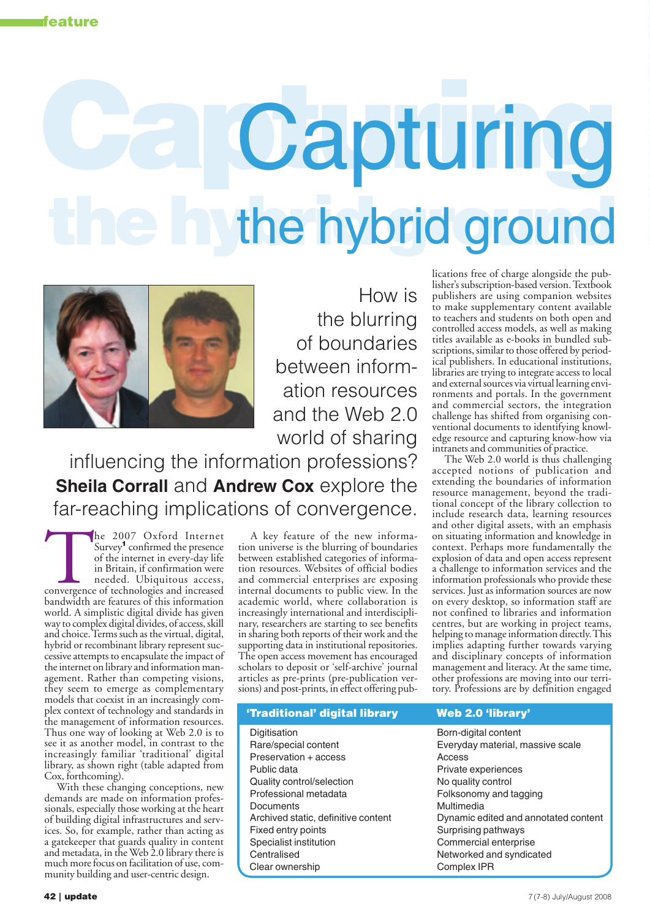feature

# Capturing the hybrid ground

How is the blurring of boundaries between information resources and the Web 2.0 world of sharing influencing the information professions? **Sheila Corrall** and **Andrew Cox** explore the far-reaching implications of convergence.

The 2007 Oxford Internet Survey[1] confirmed the presence of the internet in every-day life in Britain, if confirmation were needed. Ubiquitous access, convergence of technologies and increased bandwidth are features of this information world. A simplistic digital divide has given way to complex digital divides, of access, skill and choice. Terms such as the virtual, digital, hybrid or recombinant library represent successive attempts to encapsulate the impact of the internet on library and information management. Rather than competing visions, they seem to emerge as complementary models that coexist in an increasingly complex context of technology and standards in the management of information resources. Thus one way of looking at Web 2.0 is to see it as another model, in contrast to the increasingly familiar 'traditional' digital library, as shown right (table adapted from Cox, forthcoming).

With these changing conceptions, new demands are made on information professionals, especially those working at the heart of building digital infrastructures and services. So, for example, rather than acting as a gatekeeper that guards quality in content and metadata, in the Web 2.0 library there is much more focus on facilitation of use, community building and user-centric design.

A key feature of the new information universe is the blurring of boundaries between established categories of information resources. Websites of official bodies and commercial enterprises are exposing internal documents to public view. In the academic world, where collaboration is increasingly international and interdisciplinary, researchers are starting to see benefits in sharing both reports of their work and the supporting data in institutional repositories. The open access movement has encouraged scholars to deposit or 'self-archive' journal articles as pre-prints (pre-publication versions) and post-prints, in effect offering publications free of charge alongside the publisher's subscription-based version. Textbook publishers are using companion websites to make supplementary content available to teachers and students on both open and controlled access models, as well as making titles available as e-books in bundled subscriptions, similar to those offered by periodical publishers. In educational institutions, libraries are trying to integrate access to local and external sources via virtual learning environments and portals. In the government and commercial sectors, the integration challenge has shifted from organising conventional documents to identifying knowledge resource and capturing know-how via intranets and communities of practice.

The Web 2.0 world is thus challenging accepted notions of publication and extending the boundaries of information resource management, beyond the traditional concept of the library collection to include research data, learning resources and other digital assets, with an emphasis on situating information and knowledge in context. Perhaps more fundamentally the explosion of data and open access represent a challenge to information services and the information professionals who provide these services. Just as information sources are now on every desktop, so information staff are not confined to libraries and information centres, but are working in project teams, helping to manage information directly. This implies adapting further towards varying and disciplinary concepts of information management and literacy. At the same time, other professions are moving into our territory. Professions are by definition engaged

| 'Traditional' digital library | Web 2.0 'library' |
|---|---|
| Digitisation | Born-digital content |
| Rare/special content | Everyday material, massive scale |
| Preservation + access | Access |
| Public data | Private experiences |
| Quality control/selection | No quality control |
| Professional metadata | Folksonomy and tagging |
| Documents | Multimedia |
| Archived static, definitive content | Dynamic edited and annotated content |
| Fixed entry points | Surprising pathways |
| Specialist institution | Commercial enterprise |
| Centralised | Networked and syndicated |
| Clear ownership | Complex IPR |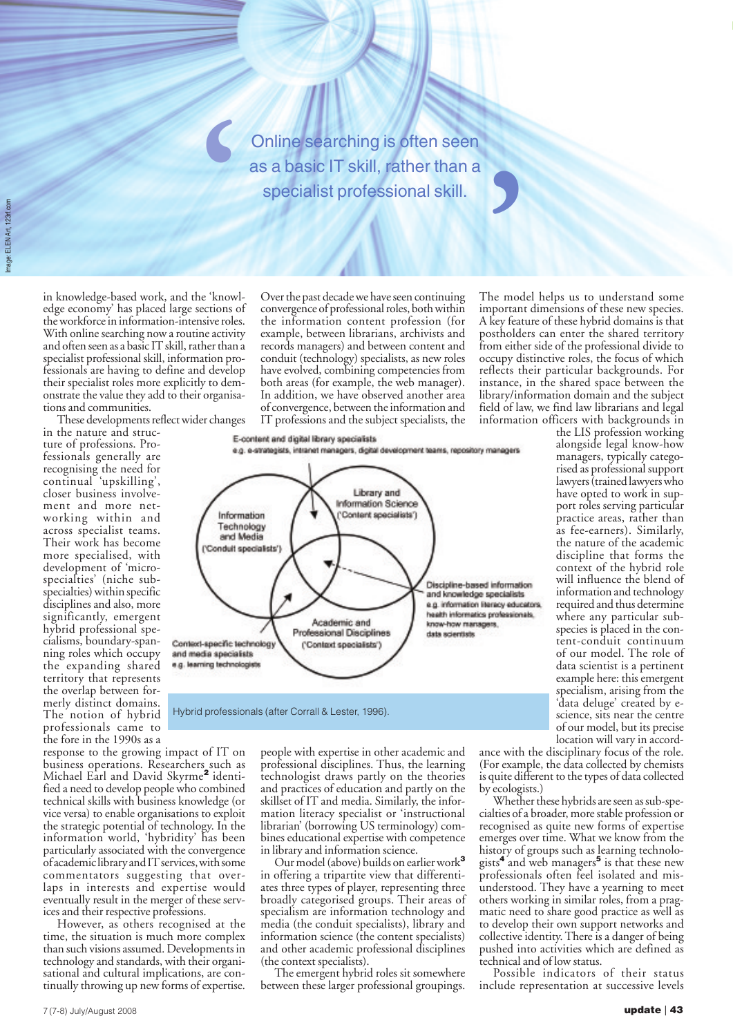> Online searching is often seen as a basic IT skill, rather than a specialist professional skill.

in knowledge-based work, and the 'knowledge economy' has placed large sections of the workforce in information-intensive roles. With online searching now a routine activity and often seen as a basic IT skill, rather than a specialist professional skill, information professionals are having to define and develop their specialist roles more explicitly to demonstrate the value they add to their organisations and communities.

These developments reflect wider changes in the nature and structure of professions. Professionals generally are recognising the need for continual 'upskilling', closer business involvement and more networking within and across specialist teams. Their work has become more specialised, with development of 'micro-specialties' (niche sub-specialties) within specific disciplines and also, more significantly, emergent hybrid professional specialisms, boundary-spanning roles which occupy the expanding shared territory that represents the overlap between formerly distinct domains. The notion of hybrid professionals came to the fore in the 1990s as a response to the growing impact of IT on business operations. Researchers such as Michael Earl and David Skyrme[2] identified a need to develop people who combined technical skills with business knowledge (or vice versa) to enable organisations to exploit the strategic potential of technology. In the information world, 'hybridity' has been particularly associated with the convergence of academic library and IT services, with some commentators suggesting that overlaps in interests and expertise would eventually result in the merger of these services and their respective professions.

However, as others recognised at the time, the situation is much more complex than such visions assumed. Developments in technology and standards, with their organisational and cultural implications, are continually throwing up new forms of expertise. Over the past decade we have seen continuing convergence of professional roles, both within the information content profession (for example, between librarians, archivists and records managers) and between content and conduit (technology) specialists, as new roles have evolved, combining competencies from both areas (for example, the web manager). In addition, we have observed another area of convergence, between the information and IT professions and the subject specialists, the people with expertise in other academic and professional disciplines. Thus, the learning technologist draws partly on the theories and practices of education and partly on the skillset of IT and media. Similarly, the information literacy specialist or 'instructional librarian' (borrowing US terminology) combines educational expertise with competence in library and information science.

Our model (above) builds on earlier work[3] in offering a tripartite view that differentiates three types of player, representing three broadly categorised groups. Their areas of specialism are information technology and media (the conduit specialists), library and information science (the content specialists) and other academic professional disciplines (the context specialists).

The emergent hybrid roles sit somewhere between these larger professional groupings. The model helps us to understand some important dimensions of these new species. A key feature of these hybrid domains is that postholders can enter the shared territory from either side of the professional divide to occupy distinctive roles, the focus of which reflects their particular backgrounds. For instance, in the shared space between the library/information domain and the subject field of law, we find law librarians and legal information officers with backgrounds in the LIS profession working alongside legal know-how managers, typically categorised as professional support lawyers (trained lawyers who have opted to work in support roles serving particular practice areas, rather than as fee-earners). Similarly, the nature of the academic discipline that forms the context of the hybrid role will influence the blend of information and technology required and thus determine where any particular sub-species is placed in the content-conduit continuum of our model. The role of data scientist is a pertinent example here: this emergent specialism, arising from the 'data deluge' created by e-science, sits near the centre of our model, but its precise location will vary in accordance with the disciplinary focus of the role. (For example, the data collected by chemists is quite different to the types of data collected by ecologists.)

Hybrid professionals (after Corrall & Lester, 1996).

Whether these hybrids are seen as sub-specialties of a broader, more stable profession or recognised as quite new forms of expertise emerges over time. What we know from the history of groups such as learning technologists[4] and web managers[5] is that these new professionals often feel isolated and misunderstood. They have a yearning to meet others working in similar roles, from a pragmatic need to share good practice as well as to develop their own support networks and collective identity. There is a danger of being pushed into activities which are defined as technical and of low status.

Possible indicators of their status include representation at successive levels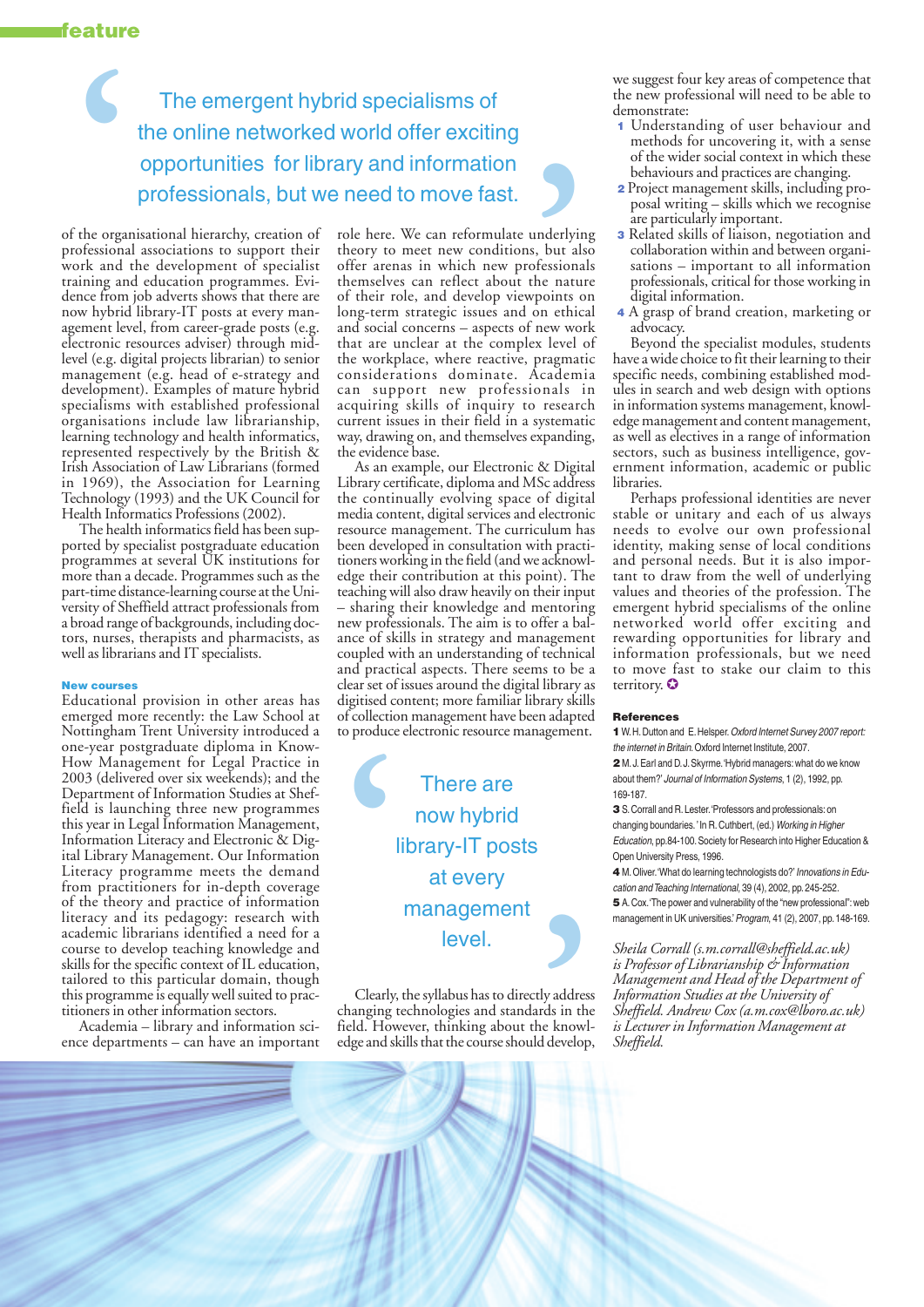> The emergent hybrid specialisms of the online networked world offer exciting opportunities for library and information professionals, but we need to move fast.

of the organisational hierarchy, creation of professional associations to support their work and the development of specialist training and education programmes. Evidence from job adverts shows that there are now hybrid library-IT posts at every management level, from career-grade posts (e.g. electronic resources adviser) through mid-level (e.g. digital projects librarian) to senior management (e.g. head of e-strategy and development). Examples of mature hybrid specialisms with established professional organisations include law librarianship, learning technology and health informatics, represented respectively by the British & Irish Association of Law Librarians (formed in 1969), the Association for Learning Technology (1993) and the UK Council for Health Informatics Professions (2002).

The health informatics field has been supported by specialist postgraduate education programmes at several UK institutions for more than a decade. Programmes such as the part-time distance-learning course at the University of Sheffield attract professionals from a broad range of backgrounds, including doctors, nurses, therapists and pharmacists, as well as librarians and IT specialists.

### New courses

Educational provision in other areas has emerged more recently: the Law School at Nottingham Trent University introduced a one-year postgraduate diploma in Know-How Management for Legal Practice in 2003 (delivered over six weekends); and the Department of Information Studies at Sheffield is launching three new programmes this year in Legal Information Management, Information Literacy and Electronic & Digital Library Management. Our Information Literacy programme meets the demand from practitioners for in-depth coverage of the theory and practice of information literacy and its pedagogy: research with academic librarians identified a need for a course to develop teaching knowledge and skills for the specific context of IL education, tailored to this particular domain, though this programme is equally well suited to practitioners in other information sectors.

Academia – library and information science departments – can have an important role here. We can reformulate underlying theory to meet new conditions, but also offer arenas in which new professionals themselves can reflect about the nature of their role, and develop viewpoints on long-term strategic issues and on ethical and social concerns – aspects of new work that are unclear at the complex level of the workplace, where reactive, pragmatic considerations dominate. Academia can support new professionals in acquiring skills of inquiry to research current issues in their field in a systematic way, drawing on, and themselves expanding, the evidence base.

As an example, our Electronic & Digital Library certificate, diploma and MSc address the continually evolving space of digital media content, digital services and electronic resource management. The curriculum has been developed in consultation with practitioners working in the field (and we acknowledge their contribution at this point). The teaching will also draw heavily on their input – sharing their knowledge and mentoring new professionals. The aim is to offer a balance of skills in strategy and management coupled with an understanding of technical and practical aspects. There seems to be a clear set of issues around the digital library as digitised content; more familiar library skills of collection management have been adapted to produce electronic resource management.

> There are now hybrid library-IT posts at every management level.

Clearly, the syllabus has to directly address changing technologies and standards in the field. However, thinking about the knowledge and skills that the course should develop, we suggest four key areas of competence that the new professional will need to be able to demonstrate:

1. Understanding of user behaviour and methods for uncovering it, with a sense of the wider social context in which these behaviours and practices are changing.
2. Project management skills, including proposal writing – skills which we recognise are particularly important.
3. Related skills of liaison, negotiation and collaboration within and between organisations – important to all information professionals, critical for those working in digital information.
4. A grasp of brand creation, marketing or advocacy.

Beyond the specialist modules, students have a wide choice to fit their learning to their specific needs, combining established modules in search and web design with options in information systems management, knowledge management and content management, as well as electives in a range of information sectors, such as business intelligence, government information, academic or public libraries.

Perhaps professional identities are never stable or unitary and each of us always needs to evolve our own professional identity, making sense of local conditions and personal needs. But it is also important to draw from the well of underlying values and theories of the profession. The emergent hybrid specialisms of the online networked world offer exciting and rewarding opportunities for library and information professionals, but we need to move fast to stake our claim to this territory.

### References

1. W.H. Dutton and E. Helsper. *Oxford Internet Survey 2007 report: the internet in Britain.* Oxford Internet Institute, 2007.
2. M. J. Earl and D. J. Skyrme. 'Hybrid managers: what do we know about them?' *Journal of Information Systems*, 1 (2), 1992, pp. 169-187.
3. S. Corrall and R. Lester. 'Professors and professionals: on changing boundaries.' In R. Cuthbert, (ed.) *Working in Higher Education*, pp.84-100. Society for Research into Higher Education & Open University Press, 1996.
4. M. Oliver. 'What do learning technologists do?' *Innovations in Education and Teaching International*, 39 (4), 2002, pp. 245-252.
5. A. Cox. 'The power and vulnerability of the "new professional": web management in UK universities.' *Program*, 41 (2), 2007, pp. 148-169.

*Sheila Corrall (s.m.corrall@sheffield.ac.uk) is Professor of Librarianship & Information Management and Head of the Department of Information Studies at the University of Sheffield. Andrew Cox (a.m.cox@lboro.ac.uk) is Lecturer in Information Management at Sheffield.*